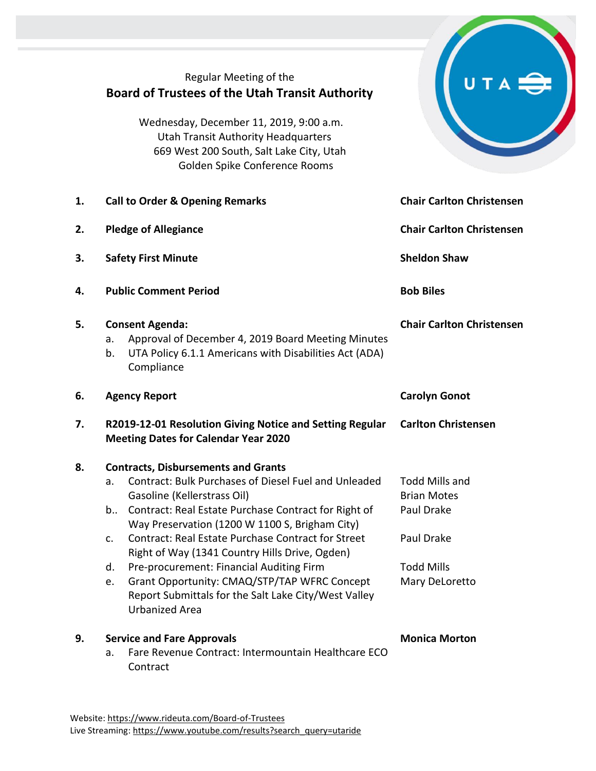Regular Meeting of the

# Board of Trustees of the Utah Transit Authority

Wednesday, December 11, 2019, 9:00 a.m.
Utah Transit Authority Headquarters
669 West 200 South, Salt Lake City, Utah
Golden Spike Conference Rooms

| | | |
|---|---|---|
| **1.** | **Call to Order & Opening Remarks** | **Chair Carlton Christensen** |
| **2.** | **Pledge of Allegiance** | **Chair Carlton Christensen** |
| **3.** | **Safety First Minute** | **Sheldon Shaw** |
| **4.** | **Public Comment Period** | **Bob Biles** |
| **5.** | **Consent Agenda:**<br>a. Approval of December 4, 2019 Board Meeting Minutes<br>b. UTA Policy 6.1.1 Americans with Disabilities Act (ADA) Compliance | **Chair Carlton Christensen** |
| **6.** | **Agency Report** | **Carolyn Gonot** |
| **7.** | **R2019-12-01 Resolution Giving Notice and Setting Regular Meeting Dates for Calendar Year 2020** | **Carlton Christensen** |
| **8.** | **Contracts, Disbursements and Grants** | |
| | a. Contract: Bulk Purchases of Diesel Fuel and Unleaded Gasoline (Kellerstrass Oil) | Todd Mills and Brian Motes |
| | b.. Contract: Real Estate Purchase Contract for Right of Way Preservation (1200 W 1100 S, Brigham City) | Paul Drake |
| | c. Contract: Real Estate Purchase Contract for Street Right of Way (1341 Country Hills Drive, Ogden) | Paul Drake |
| | d. Pre-procurement: Financial Auditing Firm | Todd Mills |
| | e. Grant Opportunity: CMAQ/STP/TAP WFRC Concept Report Submittals for the Salt Lake City/West Valley Urbanized Area | Mary DeLoretto |
| **9.** | **Service and Fare Approvals**<br>a. Fare Revenue Contract: Intermountain Healthcare ECO Contract | **Monica Morton** |

Website: https://www.rideuta.com/Board-of-Trustees
Live Streaming: https://www.youtube.com/results?search_query=utaride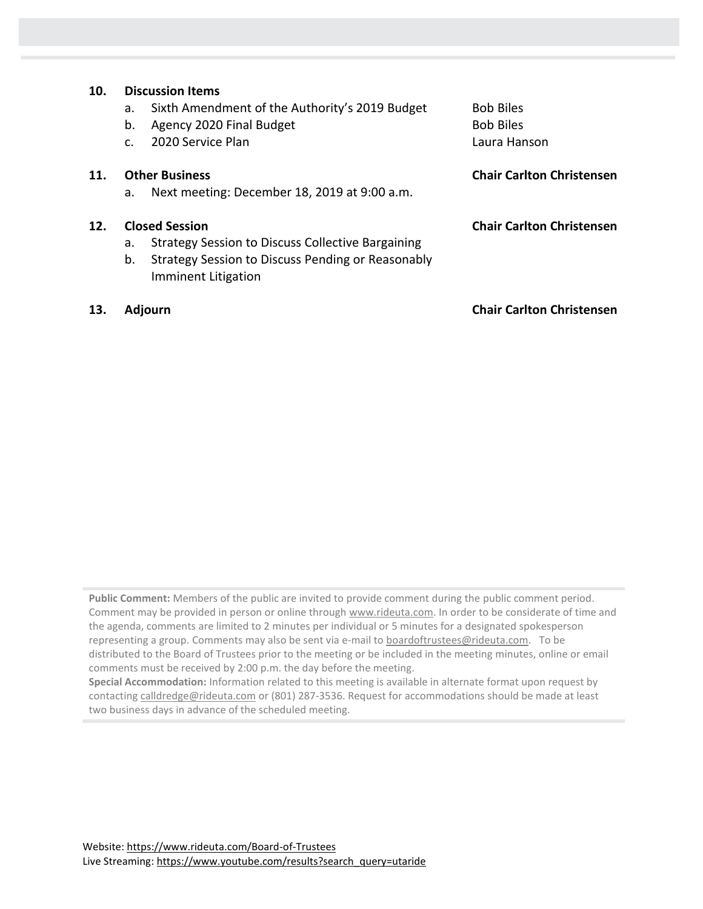**10. Discussion Items**

a. Sixth Amendment of the Authority's 2019 Budget — Bob Biles

b. Agency 2020 Final Budget — Bob Biles

c. 2020 Service Plan — Laura Hanson

**11. Other Business** — **Chair Carlton Christensen**

a. Next meeting: December 18, 2019 at 9:00 a.m.

**12. Closed Session** — **Chair Carlton Christensen**

a. Strategy Session to Discuss Collective Bargaining

b. Strategy Session to Discuss Pending or Reasonably Imminent Litigation

**13. Adjourn** — **Chair Carlton Christensen**

---

**Public Comment:** Members of the public are invited to provide comment during the public comment period. Comment may be provided in person or online through www.rideuta.com. In order to be considerate of time and the agenda, comments are limited to 2 minutes per individual or 5 minutes for a designated spokesperson representing a group. Comments may also be sent via e-mail to boardoftrustees@rideuta.com. To be distributed to the Board of Trustees prior to the meeting or be included in the meeting minutes, online or email comments must be received by 2:00 p.m. the day before the meeting.

**Special Accommodation:** Information related to this meeting is available in alternate format upon request by contacting calldredge@rideuta.com or (801) 287-3536. Request for accommodations should be made at least two business days in advance of the scheduled meeting.

---

Website: https://www.rideuta.com/Board-of-Trustees

Live Streaming: https://www.youtube.com/results?search_query=utaride